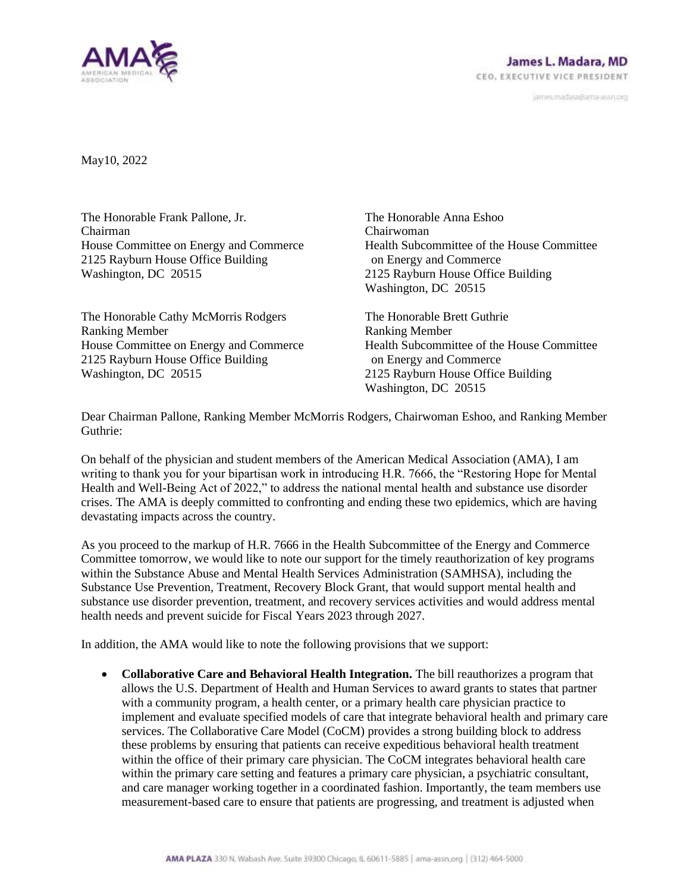AMA AMERICAN MEDICAL ASSOCIATION

**James L. Madara, MD**
CEO, EXECUTIVE VICE PRESIDENT

james.madara@ama-assn.org

May10, 2022

The Honorable Frank Pallone, Jr.
Chairman
House Committee on Energy and Commerce
2125 Rayburn House Office Building
Washington, DC 20515

The Honorable Anna Eshoo
Chairwoman
Health Subcommittee of the House Committee on Energy and Commerce
2125 Rayburn House Office Building
Washington, DC 20515

The Honorable Cathy McMorris Rodgers
Ranking Member
House Committee on Energy and Commerce
2125 Rayburn House Office Building
Washington, DC 20515

The Honorable Brett Guthrie
Ranking Member
Health Subcommittee of the House Committee on Energy and Commerce
2125 Rayburn House Office Building
Washington, DC 20515

Dear Chairman Pallone, Ranking Member McMorris Rodgers, Chairwoman Eshoo, and Ranking Member Guthrie:

On behalf of the physician and student members of the American Medical Association (AMA), I am writing to thank you for your bipartisan work in introducing H.R. 7666, the "Restoring Hope for Mental Health and Well-Being Act of 2022," to address the national mental health and substance use disorder crises. The AMA is deeply committed to confronting and ending these two epidemics, which are having devastating impacts across the country.

As you proceed to the markup of H.R. 7666 in the Health Subcommittee of the Energy and Commerce Committee tomorrow, we would like to note our support for the timely reauthorization of key programs within the Substance Abuse and Mental Health Services Administration (SAMHSA), including the Substance Use Prevention, Treatment, Recovery Block Grant, that would support mental health and substance use disorder prevention, treatment, and recovery services activities and would address mental health needs and prevent suicide for Fiscal Years 2023 through 2027.

In addition, the AMA would like to note the following provisions that we support:

- **Collaborative Care and Behavioral Health Integration.** The bill reauthorizes a program that allows the U.S. Department of Health and Human Services to award grants to states that partner with a community program, a health center, or a primary health care physician practice to implement and evaluate specified models of care that integrate behavioral health and primary care services. The Collaborative Care Model (CoCM) provides a strong building block to address these problems by ensuring that patients can receive expeditious behavioral health treatment within the office of their primary care physician. The CoCM integrates behavioral health care within the primary care setting and features a primary care physician, a psychiatric consultant, and care manager working together in a coordinated fashion. Importantly, the team members use measurement-based care to ensure that patients are progressing, and treatment is adjusted when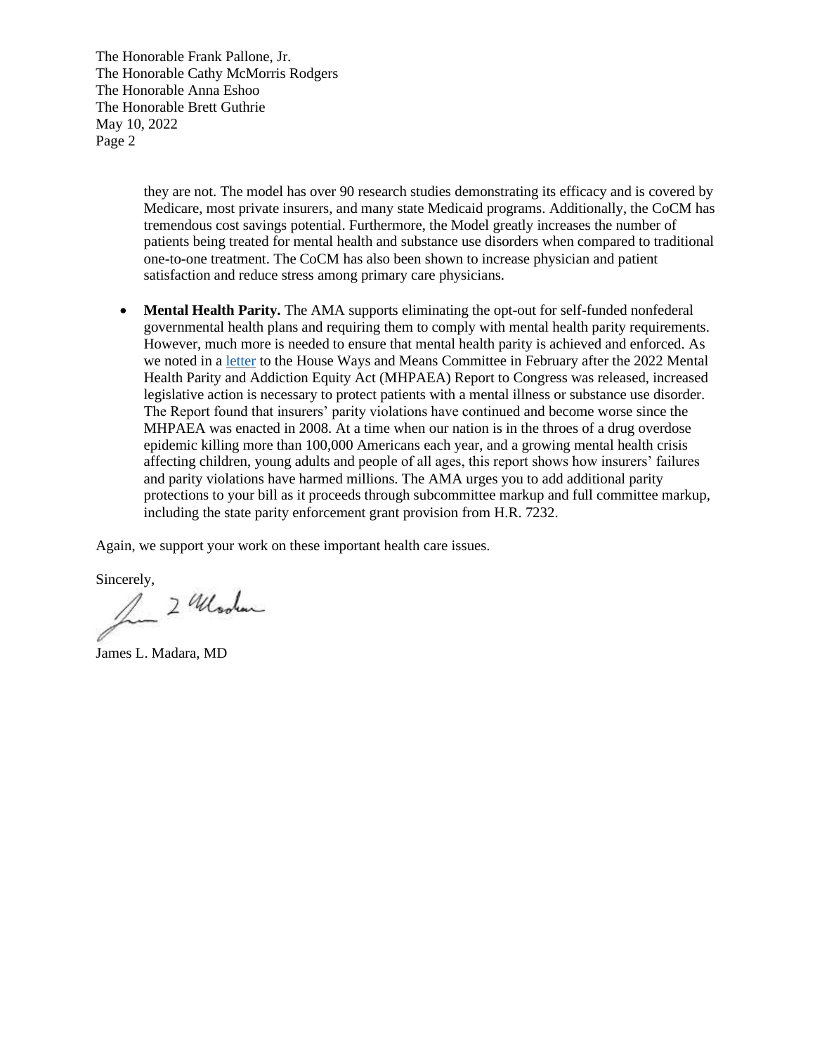they are not. The model has over 90 research studies demonstrating its efficacy and is covered by Medicare, most private insurers, and many state Medicaid programs. Additionally, the CoCM has tremendous cost savings potential. Furthermore, the Model greatly increases the number of patients being treated for mental health and substance use disorders when compared to traditional one-to-one treatment. The CoCM has also been shown to increase physician and patient satisfaction and reduce stress among primary care physicians.

- **Mental Health Parity.** The AMA supports eliminating the opt-out for self-funded nonfederal governmental health plans and requiring them to comply with mental health parity requirements. However, much more is needed to ensure that mental health parity is achieved and enforced. As we noted in a letter to the House Ways and Means Committee in February after the 2022 Mental Health Parity and Addiction Equity Act (MHPAEA) Report to Congress was released, increased legislative action is necessary to protect patients with a mental illness or substance use disorder. The Report found that insurers' parity violations have continued and become worse since the MHPAEA was enacted in 2008. At a time when our nation is in the throes of a drug overdose epidemic killing more than 100,000 Americans each year, and a growing mental health crisis affecting children, young adults and people of all ages, this report shows how insurers' failures and parity violations have harmed millions. The AMA urges you to add additional parity protections to your bill as it proceeds through subcommittee markup and full committee markup, including the state parity enforcement grant provision from H.R. 7232.

Again, we support your work on these important health care issues.

Sincerely,

James L. Madara, MD